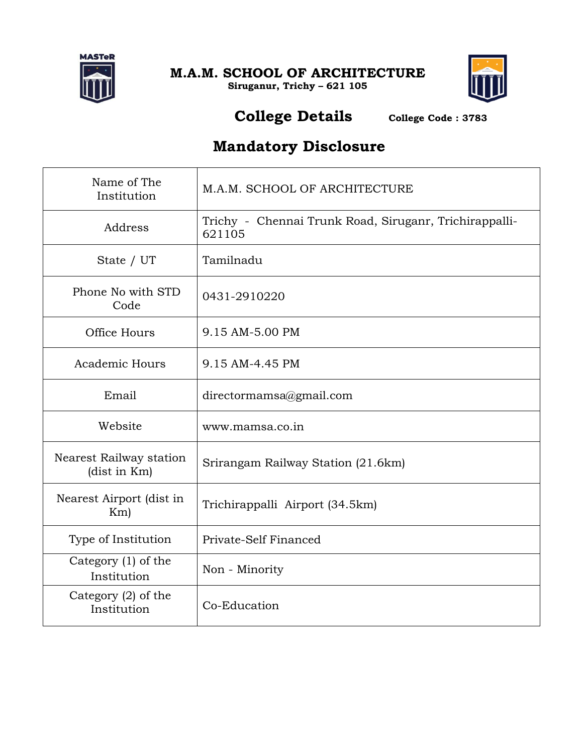# M.A.M. SCHOOL OF ARCHITECTURE

**Siruganur, Trichy – 621 105**

## College Details

**College Code : 3783**

## Mandatory Disclosure

| Name of The Institution | M.A.M. SCHOOL OF ARCHITECTURE |
|---|---|
| Address | Trichy - Chennai Trunk Road, Siruganr, Trichirappalli-621105 |
| State / UT | Tamilnadu |
| Phone No with STD Code | 0431-2910220 |
| Office Hours | 9.15 AM-5.00 PM |
| Academic Hours | 9.15 AM-4.45 PM |
| Email | directormamsa@gmail.com |
| Website | www.mamsa.co.in |
| Nearest Railway station (dist in Km) | Srirangam Railway Station (21.6km) |
| Nearest Airport (dist in Km) | Trichirappalli Airport (34.5km) |
| Type of Institution | Private-Self Financed |
| Category (1) of the Institution | Non - Minority |
| Category (2) of the Institution | Co-Education |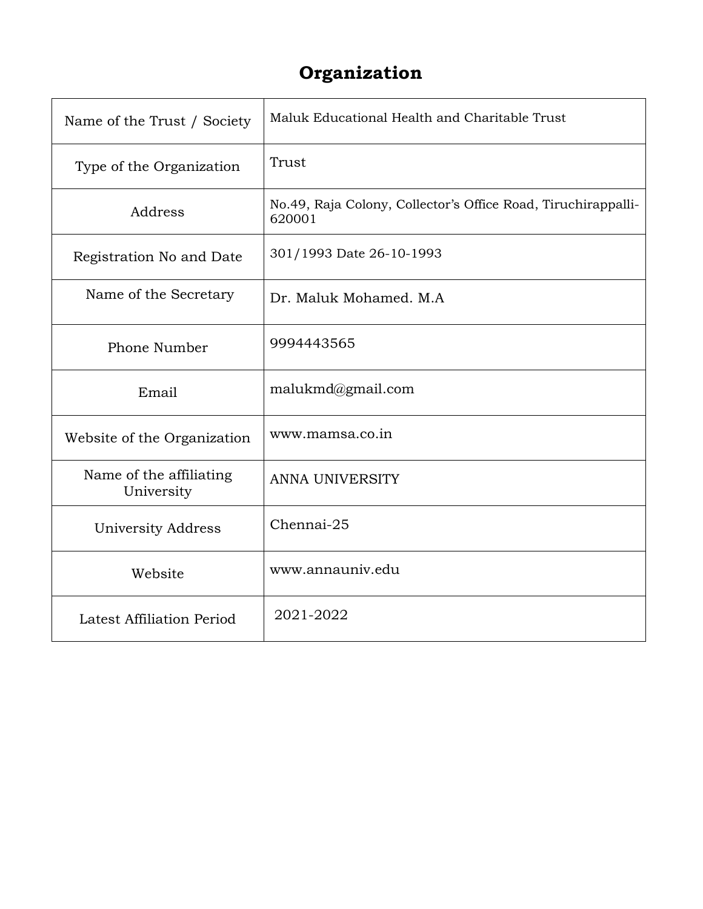# Organization

| | |
|---|---|
| Name of the Trust / Society | Maluk Educational Health and Charitable Trust |
| Type of the Organization | Trust |
| Address | No.49, Raja Colony, Collector's Office Road, Tiruchirappalli-620001 |
| Registration No and Date | 301/1993 Date 26-10-1993 |
| Name of the Secretary | Dr. Maluk Mohamed. M.A |
| Phone Number | 9994443565 |
| Email | malukmd@gmail.com |
| Website of the Organization | www.mamsa.co.in |
| Name of the affiliating University | ANNA UNIVERSITY |
| University Address | Chennai-25 |
| Website | www.annauniv.edu |
| Latest Affiliation Period | 2021-2022 |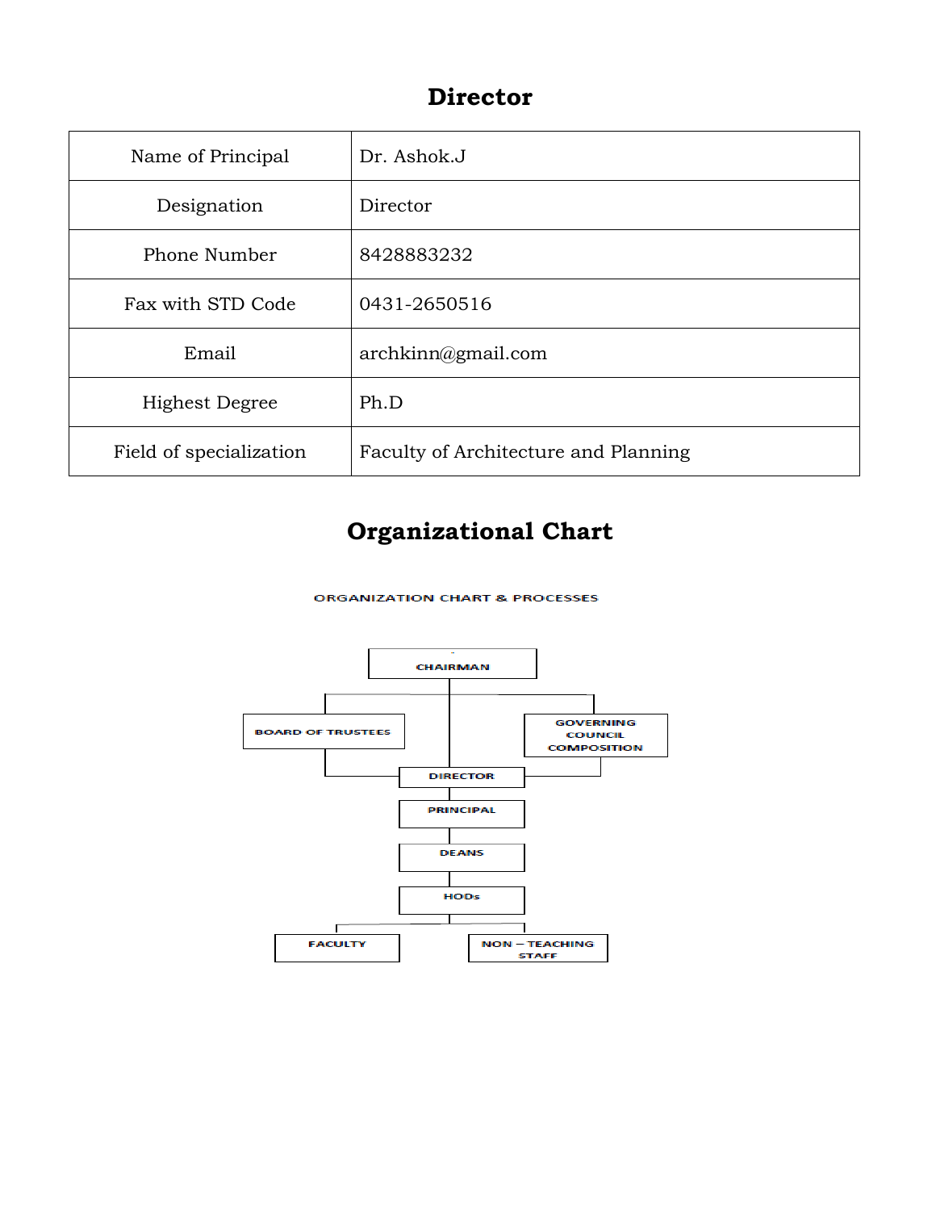# Director

| Name of Principal | Dr. Ashok.J |
|---|---|
| Designation | Director |
| Phone Number | 8428883232 |
| Fax with STD Code | 0431-2650516 |
| Email | archkinn@gmail.com |
| Highest Degree | Ph.D |
| Field of specialization | Faculty of Architecture and Planning |

# Organizational Chart

ORGANIZATION CHART & PROCESSES

- CHAIRMAN
  - BOARD OF TRUSTEES
  - GOVERNING COUNCIL COMPOSITION
  - DIRECTOR
    - PRINCIPAL
      - DEANS
        - HODs
          - FACULTY
          - NON – TEACHING STAFF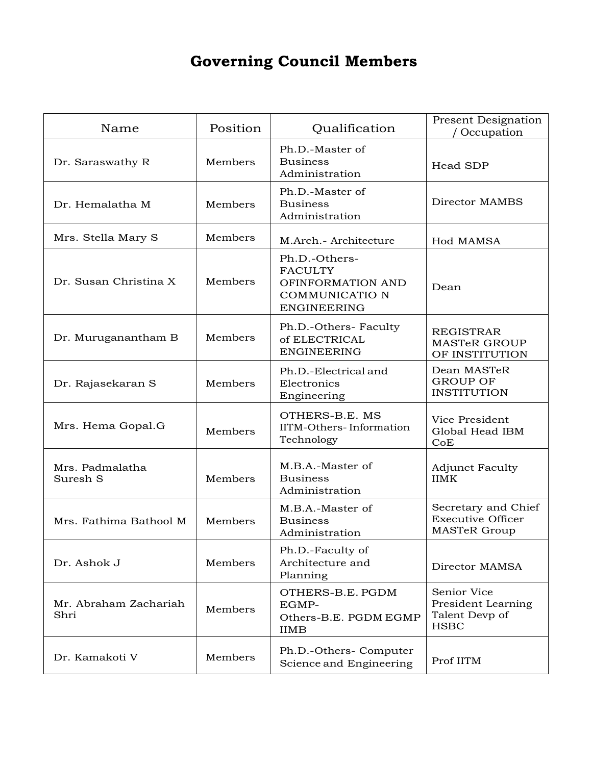# Governing Council Members

| Name | Position | Qualification | Present Designation / Occupation |
|---|---|---|---|
| Dr. Saraswathy R | Members | Ph.D.-Master of Business Administration | Head SDP |
| Dr. Hemalatha M | Members | Ph.D.-Master of Business Administration | Director MAMBS |
| Mrs. Stella Mary S | Members | M.Arch.- Architecture | Hod MAMSA |
| Dr. Susan Christina X | Members | Ph.D.-Others- FACULTY OFINFORMATION AND COMMUNICATIO N ENGINEERING | Dean |
| Dr. Muruganantham B | Members | Ph.D.-Others- Faculty of ELECTRICAL ENGINEERING | REGISTRAR MASTeR GROUP OF INSTITUTION |
| Dr. Rajasekaran S | Members | Ph.D.-Electrical and Electronics Engineering | Dean MASTeR GROUP OF INSTITUTION |
| Mrs. Hema Gopal.G | Members | OTHERS-B.E. MS IITM-Others- Information Technology | Vice President Global Head IBM CoE |
| Mrs. Padmalatha Suresh S | Members | M.B.A.-Master of Business Administration | Adjunct Faculty IIMK |
| Mrs. Fathima Bathool M | Members | M.B.A.-Master of Business Administration | Secretary and Chief Executive Officer MASTeR Group |
| Dr. Ashok J | Members | Ph.D.-Faculty of Architecture and Planning | Director MAMSA |
| Mr. Abraham Zachariah Shri | Members | OTHERS-B.E. PGDM EGMP- Others-B.E. PGDM EGMP IIMB | Senior Vice President Learning Talent Devp of HSBC |
| Dr. Kamakoti V | Members | Ph.D.-Others- Computer Science and Engineering | Prof IITM |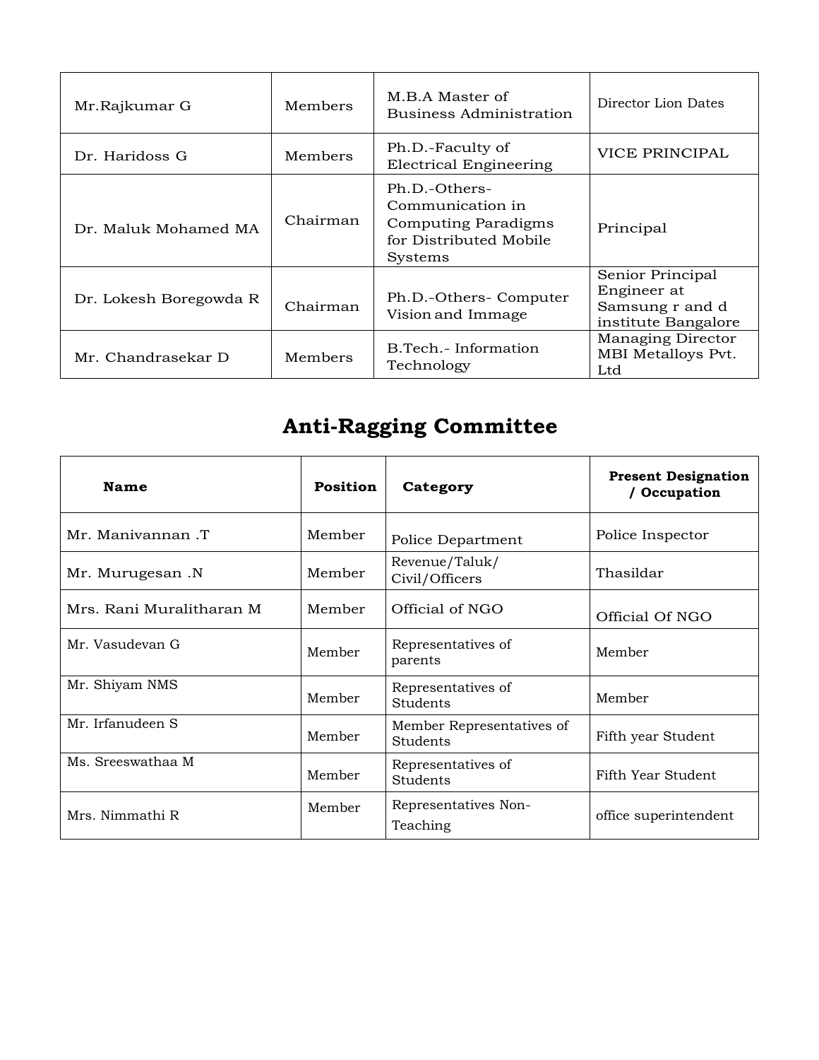| | | | |
|---|---|---|---|
| Mr.Rajkumar G | Members | M.B.A Master of Business Administration | Director Lion Dates |
| Dr. Haridoss G | Members | Ph.D.-Faculty of Electrical Engineering | VICE PRINCIPAL |
| Dr. Maluk Mohamed MA | Chairman | Ph.D.-Others-Communication in Computing Paradigms for Distributed Mobile Systems | Principal |
| Dr. Lokesh Boregowda R | Chairman | Ph.D.-Others- Computer Vision and Immage | Senior Principal Engineer at Samsung r and d institute Bangalore |
| Mr. Chandrasekar D | Members | B.Tech.- Information Technology | Managing Director MBI Metalloys Pvt. Ltd |

## Anti-Ragging Committee

| Name | Position | Category | Present Designation / Occupation |
|---|---|---|---|
| Mr. Manivannan .T | Member | Police Department | Police Inspector |
| Mr. Murugesan .N | Member | Revenue/Taluk/ Civil/Officers | Thasildar |
| Mrs. Rani Muralitharan M | Member | Official of NGO | Official Of NGO |
| Mr. Vasudevan G | Member | Representatives of parents | Member |
| Mr. Shiyam NMS | Member | Representatives of Students | Member |
| Mr. Irfanudeen S | Member | Member Representatives of Students | Fifth year Student |
| Ms. Sreeswathaa M | Member | Representatives of Students | Fifth Year Student |
| Mrs. Nimmathi R | Member | Representatives Non-Teaching | office superintendent |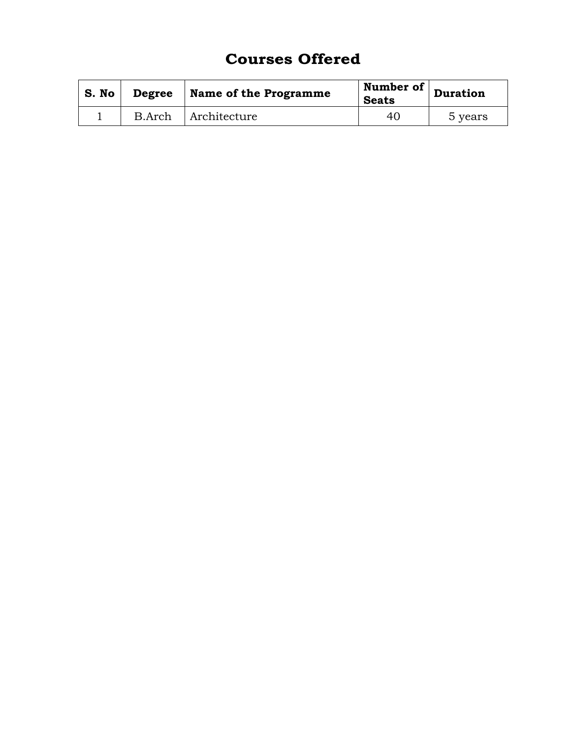# Courses Offered

| S. No | Degree | Name of the Programme | Number of Seats | Duration |
|---|---|---|---|---|
| 1 | B.Arch | Architecture | 40 | 5 years |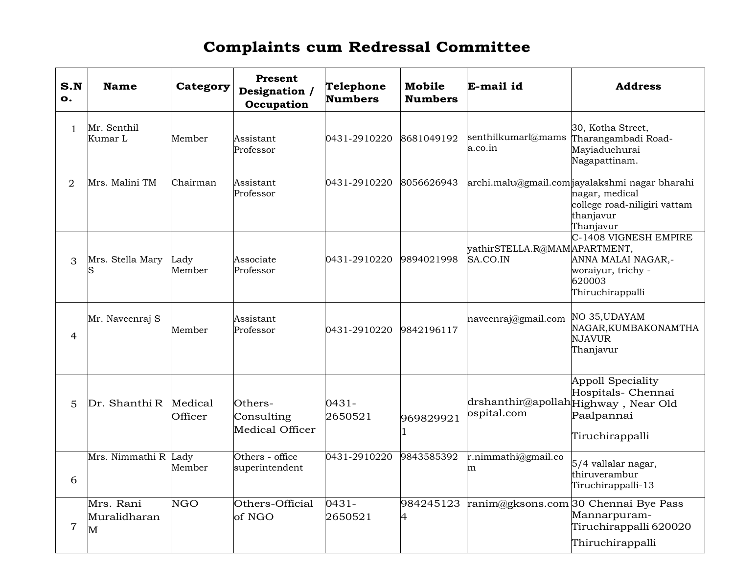# Complaints cum Redressal Committee

| S.No. | Name | Category | Present Designation / Occupation | Telephone Numbers | Mobile Numbers | E-mail id | Address |
|---|---|---|---|---|---|---|---|
| 1 | Mr. Senthil Kumar L | Member | Assistant Professor | 0431-2910220 | 8681049192 | senthilkumarl@mamsa.co.in | 30, Kotha Street, Tharangambadi Road-Mayiaduehurai Nagapattinam. |
| 2 | Mrs. Malini TM | Chairman | Assistant Professor | 0431-2910220 | 8056626943 | archi.malu@gmail.com | jayalakshmi nagar bharahi nagar, medical college road-niligiri vattam thanjavur Thanjavur |
| 3 | Mrs. Stella Mary S | Lady Member | Associate Professor | 0431-2910220 | 9894021998 | yathirSTELLA.R@MAMSA.CO.IN | C-1408 VIGNESH EMPIRE APARTMENT, ANNA MALAI NAGAR,-woraiyur, trichy - 620003 Thiruchirappalli |
| 4 | Mr. Naveenraj S | Member | Assistant Professor | 0431-2910220 | 9842196117 | naveenraj@gmail.com | NO 35,UDAYAM NAGAR,KUMBAKONAMTHANJAVUR Thanjavur |
| 5 | Dr. Shanthi R | Medical Officer | Others-Consulting Medical Officer | 0431-2650521 | 9698299211 | drshanthir@apollahospital.com | Appoll Speciality Hospitals- Chennai Highway , Near Old Paalpannai Tiruchirappalli |
| 6 | Mrs. Nimmathi R | Lady Member | Others - office superintendent | 0431-2910220 | 9843585392 | r.nimmathi@gmail.com | 5/4 vallalar nagar, thiruverambur Tiruchirappalli-13 |
| 7 | Mrs. Rani Muralidharan M | NGO | Others-Official of NGO | 0431-2650521 | 9842451234 | ranim@gksons.com | 30 Chennai Bye Pass Mannarpuram-Tiruchirappalli 620020 Thiruchirappalli |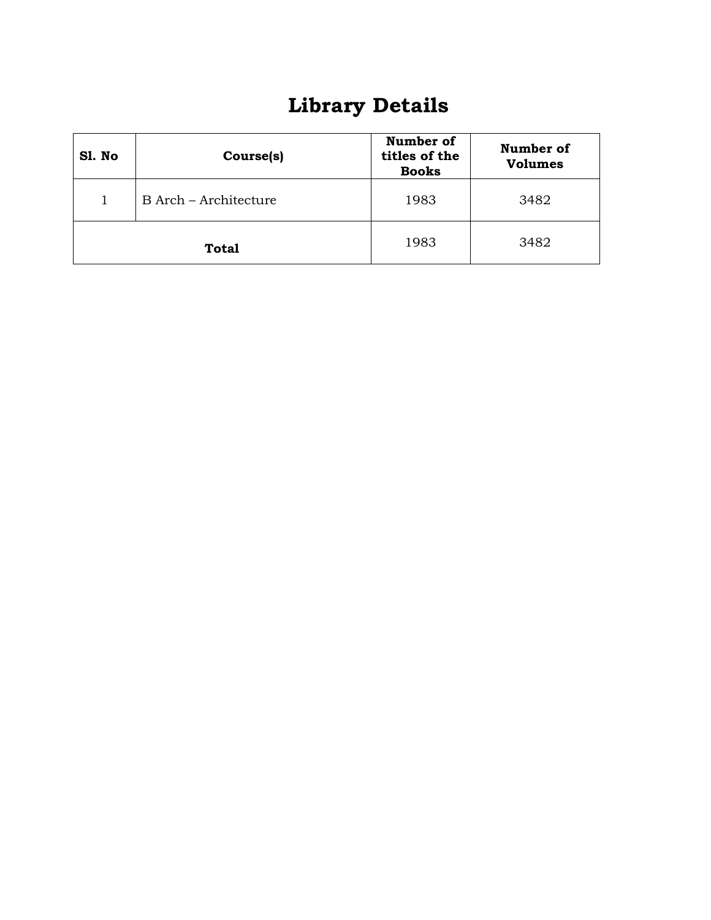# Library Details

| Sl. No | Course(s) | Number of titles of the Books | Number of Volumes |
|---|---|---|---|
| 1 | B Arch – Architecture | 1983 | 3482 |
| **Total** | | 1983 | 3482 |